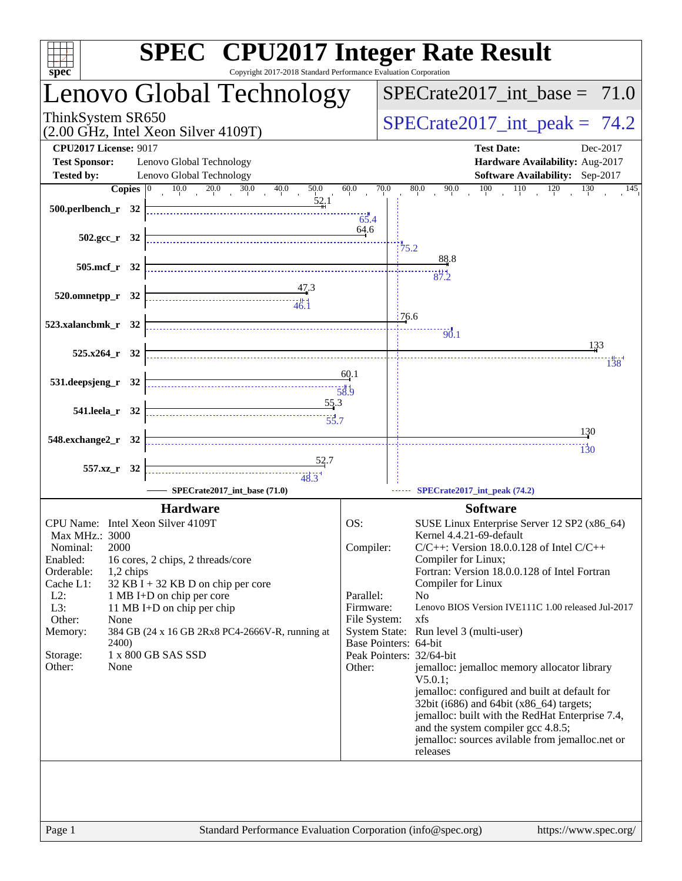# SPEC CPU2017 Integer Rate Result

Copyright 2017-2018 Standard Performance Evaluation Corporation

## Lenovo Global Technology

ThinkSystem SR650
(2.00 GHz, Intel Xeon Silver 4109T)

SPECrate2017_int_base = 71.0

SPECrate2017_int_peak = 74.2

**CPU2017 License:** 9017
**Test Sponsor:** Lenovo Global Technology
**Tested by:** Lenovo Global Technology

**Test Date:** Dec-2017
**Hardware Availability:** Aug-2017
**Software Availability:** Sep-2017

| Benchmark | Copies | Base | Peak |
|---|---|---|---|
| 500.perlbench_r | 32 | 52.1 | 65.4 |
| 502.gcc_r | 32 | 64.6 | 75.2 |
| 505.mcf_r | 32 | 88.8 | 87.2 |
| 520.omnetpp_r | 32 | 47.3 | 46.1 |
| 523.xalancbmk_r | 32 | 76.6 | 90.1 |
| 525.x264_r | 32 | 133 | 138 |
| 531.deepsjeng_r | 32 | 60.1 | 58.9 |
| 541.leela_r | 32 | 55.3 | 55.7 |
| 548.exchange2_r | 32 | 130 | 130 |
| 557.xz_r | 32 | 52.7 | 48.3 |

SPECrate2017_int_base (71.0) — SPECrate2017_int_peak (74.2)

### Hardware

| | |
|---|---|
| CPU Name: | Intel Xeon Silver 4109T |
| Max MHz.: | 3000 |
| Nominal: | 2000 |
| Enabled: | 16 cores, 2 chips, 2 threads/core |
| Orderable: | 1,2 chips |
| Cache L1: | 32 KB I + 32 KB D on chip per core |
| L2: | 1 MB I+D on chip per core |
| L3: | 11 MB I+D on chip per chip |
| Other: | None |
| Memory: | 384 GB (24 x 16 GB 2Rx8 PC4-2666V-R, running at 2400) |
| Storage: | 1 x 800 GB SAS SSD |
| Other: | None |

### Software

| | |
|---|---|
| OS: | SUSE Linux Enterprise Server 12 SP2 (x86_64) Kernel 4.4.21-69-default |
| Compiler: | C/C++: Version 18.0.0.128 of Intel C/C++ Compiler for Linux; Fortran: Version 18.0.0.128 of Intel Fortran Compiler for Linux |
| Parallel: | No |
| Firmware: | Lenovo BIOS Version IVE111C 1.00 released Jul-2017 |
| File System: | xfs |
| System State: | Run level 3 (multi-user) |
| Base Pointers: | 64-bit |
| Peak Pointers: | 32/64-bit |
| Other: | jemalloc: jemalloc memory allocator library V5.0.1; jemalloc: configured and built at default for 32bit (i686) and 64bit (x86_64) targets; jemalloc: built with the RedHat Enterprise 7.4, and the system compiler gcc 4.8.5; jemalloc: sources avilable from jemalloc.net or releases |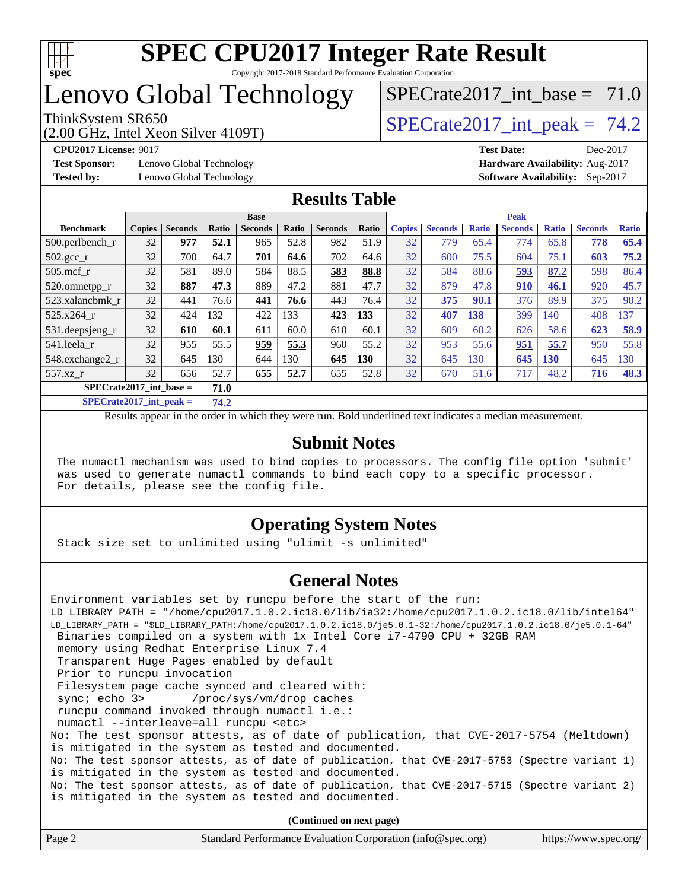# SPEC CPU2017 Integer Rate Result

Copyright 2017-2018 Standard Performance Evaluation Corporation

# Lenovo Global Technology

ThinkSystem SR650
(2.00 GHz, Intel Xeon Silver 4109T)

SPECrate2017_int_base = 71.0

SPECrate2017_int_peak = 74.2

**CPU2017 License:** 9017
**Test Sponsor:** Lenovo Global Technology
**Tested by:** Lenovo Global Technology

**Test Date:** Dec-2017
**Hardware Availability:** Aug-2017
**Software Availability:** Sep-2017

## Results Table

| Benchmark | Base | | | | | | | Peak | | | | | | |
|---|---|---|---|---|---|---|---|---|---|---|---|---|---|---|
| | Copies | Seconds | Ratio | Seconds | Ratio | Seconds | Ratio | Copies | Seconds | Ratio | Seconds | Ratio | Seconds | Ratio |
| 500.perlbench_r | 32 | **977** | **52.1** | 965 | 52.8 | 982 | 51.9 | 32 | 779 | 65.4 | 774 | 65.8 | **778** | **65.4** |
| 502.gcc_r | 32 | 700 | 64.7 | **701** | **64.6** | 702 | 64.6 | 32 | 600 | 75.5 | 604 | 75.1 | **603** | **75.2** |
| 505.mcf_r | 32 | 581 | 89.0 | 584 | 88.5 | **583** | **88.8** | 32 | 584 | 88.6 | **593** | **87.2** | 598 | 86.4 |
| 520.omnetpp_r | 32 | **887** | **47.3** | 889 | 47.2 | 881 | 47.7 | 32 | 879 | 47.8 | **910** | **46.1** | 920 | 45.7 |
| 523.xalancbmk_r | 32 | 441 | 76.6 | **441** | **76.6** | 443 | 76.4 | 32 | **375** | **90.1** | 376 | 89.9 | 375 | 90.2 |
| 525.x264_r | 32 | 424 | 132 | 422 | 133 | **423** | **133** | 32 | **407** | **138** | 399 | 140 | 408 | 137 |
| 531.deepsjeng_r | 32 | **610** | **60.1** | 611 | 60.0 | 610 | 60.1 | 32 | 609 | 60.2 | 626 | 58.6 | **623** | **58.9** |
| 541.leela_r | 32 | 955 | 55.5 | **959** | **55.3** | 960 | 55.2 | 32 | 953 | 55.6 | **951** | **55.7** | 950 | 55.8 |
| 548.exchange2_r | 32 | 645 | 130 | 644 | 130 | **645** | **130** | 32 | 645 | 130 | **645** | **130** | 645 | 130 |
| 557.xz_r | 32 | 656 | 52.7 | **655** | **52.7** | 655 | 52.8 | 32 | 670 | 51.6 | 717 | 48.2 | **716** | **48.3** |

**SPECrate2017_int_base = 71.0**

**SPECrate2017_int_peak = 74.2**

Results appear in the order in which they were run. Bold underlined text indicates a median measurement.

## Submit Notes

```
The numactl mechanism was used to bind copies to processors. The config file option 'submit'
was used to generate numactl commands to bind each copy to a specific processor.
For details, please see the config file.
```

## Operating System Notes

```
Stack size set to unlimited using "ulimit -s unlimited"
```

## General Notes

```
Environment variables set by runcpu before the start of the run:
LD_LIBRARY_PATH = "/home/cpu2017.1.0.2.ic18.0/lib/ia32:/home/cpu2017.1.0.2.ic18.0/lib/intel64"
LD_LIBRARY_PATH = "$LD_LIBRARY_PATH:/home/cpu2017.1.0.2.ic18.0/je5.0.1-32:/home/cpu2017.1.0.2.ic18.0/je5.0.1-64"
 Binaries compiled on a system with 1x Intel Core i7-4790 CPU + 32GB RAM
 memory using Redhat Enterprise Linux 7.4
 Transparent Huge Pages enabled by default
 Prior to runcpu invocation
 Filesystem page cache synced and cleared with:
 sync; echo 3>       /proc/sys/vm/drop_caches
 runcpu command invoked through numactl i.e.:
 numactl --interleave=all runcpu <etc>
No: The test sponsor attests, as of date of publication, that CVE-2017-5754 (Meltdown)
is mitigated in the system as tested and documented.
No: The test sponsor attests, as of date of publication, that CVE-2017-5753 (Spectre variant 1)
is mitigated in the system as tested and documented.
No: The test sponsor attests, as of date of publication, that CVE-2017-5715 (Spectre variant 2)
is mitigated in the system as tested and documented.
```

**(Continued on next page)**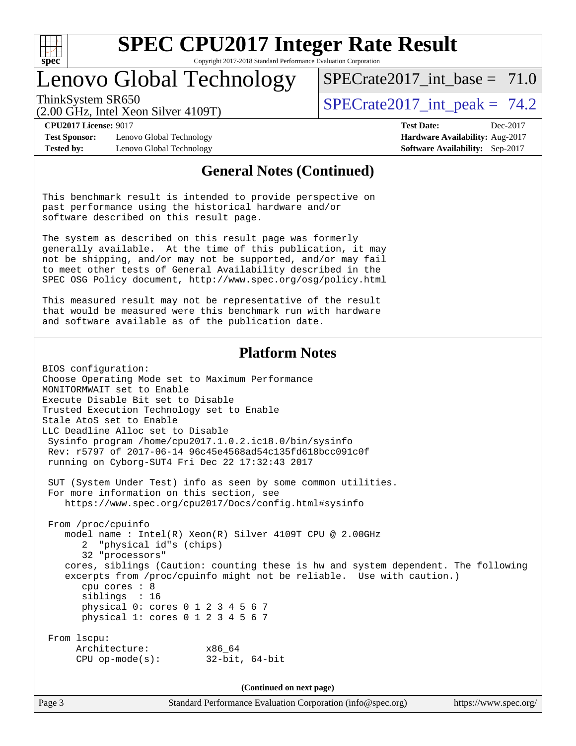# SPEC CPU2017 Integer Rate Result

Copyright 2017-2018 Standard Performance Evaluation Corporation

## Lenovo Global Technology

ThinkSystem SR650
(2.00 GHz, Intel Xeon Silver 4109T)

SPECrate2017_int_base = 71.0

SPECrate2017_int_peak = 74.2

**CPU2017 License:** 9017
**Test Sponsor:** Lenovo Global Technology
**Tested by:** Lenovo Global Technology

**Test Date:** Dec-2017
**Hardware Availability:** Aug-2017
**Software Availability:** Sep-2017

### General Notes (Continued)

This benchmark result is intended to provide perspective on past performance using the historical hardware and/or software described on this result page.

The system as described on this result page was formerly generally available. At the time of this publication, it may not be shipping, and/or may not be supported, and/or may fail to meet other tests of General Availability described in the SPEC OSG Policy document, http://www.spec.org/osg/policy.html

This measured result may not be representative of the result that would be measured were this benchmark run with hardware and software available as of the publication date.

### Platform Notes

```
BIOS configuration:
Choose Operating Mode set to Maximum Performance
MONITORMWAIT set to Enable
Execute Disable Bit set to Disable
Trusted Execution Technology set to Enable
Stale AtoS set to Enable
LLC Deadline Alloc set to Disable
 Sysinfo program /home/cpu2017.1.0.2.ic18.0/bin/sysinfo
 Rev: r5797 of 2017-06-14 96c45e4568ad54c135fd618bcc091c0f
 running on Cyborg-SUT4 Fri Dec 22 17:32:43 2017

 SUT (System Under Test) info as seen by some common utilities.
 For more information on this section, see
    https://www.spec.org/cpu2017/Docs/config.html#sysinfo

 From /proc/cpuinfo
    model name : Intel(R) Xeon(R) Silver 4109T CPU @ 2.00GHz
       2  "physical id"s (chips)
       32 "processors"
    cores, siblings (Caution: counting these is hw and system dependent. The following
    excerpts from /proc/cpuinfo might not be reliable.  Use with caution.)
       cpu cores : 8
       siblings  : 16
       physical 0: cores 0 1 2 3 4 5 6 7
       physical 1: cores 0 1 2 3 4 5 6 7

 From lscpu:
      Architecture:          x86_64
      CPU op-mode(s):        32-bit, 64-bit
```

(Continued on next page)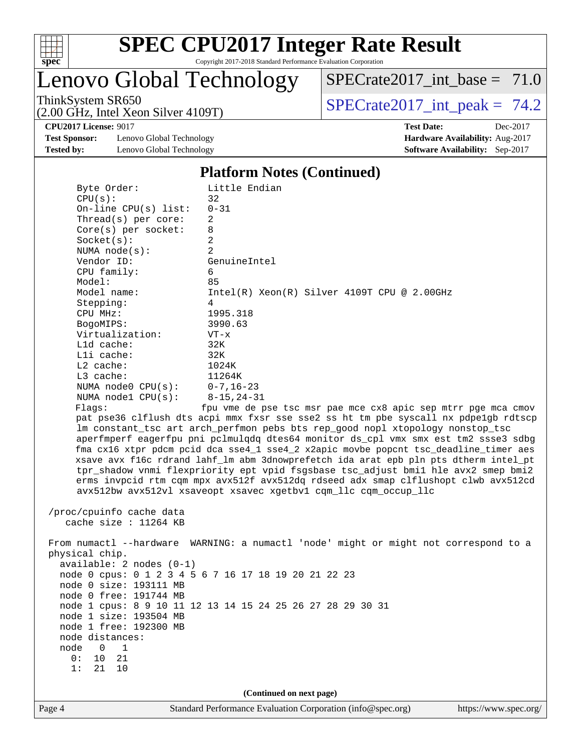## Platform Notes (Continued)

```
     Byte Order:            Little Endian
     CPU(s):                32
     On-line CPU(s) list:   0-31
     Thread(s) per core:    2
     Core(s) per socket:    8
     Socket(s):             2
     NUMA node(s):          2
     Vendor ID:             GenuineIntel
     CPU family:            6
     Model:                 85
     Model name:            Intel(R) Xeon(R) Silver 4109T CPU @ 2.00GHz
     Stepping:              4
     CPU MHz:               1995.318
     BogoMIPS:              3990.63
     Virtualization:        VT-x
     L1d cache:             32K
     L1i cache:             32K
     L2 cache:              1024K
     L3 cache:              11264K
     NUMA node0 CPU(s):     0-7,16-23
     NUMA node1 CPU(s):     8-15,24-31
     Flags:                fpu vme de pse tsc msr pae mce cx8 apic sep mtrr pge mca cmov
     pat pse36 clflush dts acpi mmx fxsr sse sse2 ss ht tm pbe syscall nx pdpe1gb rdtscp
     lm constant_tsc art arch_perfmon pebs bts rep_good nopl xtopology nonstop_tsc
     aperfmperf eagerfpu pni pclmulqdq dtes64 monitor ds_cpl vmx smx est tm2 ssse3 sdbg
     fma cx16 xtpr pdcm pcid dca sse4_1 sse4_2 x2apic movbe popcnt tsc_deadline_timer aes
     xsave avx f16c rdrand lahf_lm abm 3dnowprefetch ida arat epb pln pts dtherm intel_pt
     tpr_shadow vnmi flexpriority ept vpid fsgsbase tsc_adjust bmi1 hle avx2 smep bmi2
     erms invpcid rtm cqm mpx avx512f avx512dq rdseed adx smap clflushopt clwb avx512cd
     avx512bw avx512vl xsaveopt xsavec xgetbv1 cqm_llc cqm_occup_llc

 /proc/cpuinfo cache data
    cache size : 11264 KB

 From numactl --hardware  WARNING: a numactl 'node' might or might not correspond to a
 physical chip.
   available: 2 nodes (0-1)
   node 0 cpus: 0 1 2 3 4 5 6 7 16 17 18 19 20 21 22 23
   node 0 size: 193111 MB
   node 0 free: 191744 MB
   node 1 cpus: 8 9 10 11 12 13 14 15 24 25 26 27 28 29 30 31
   node 1 size: 193504 MB
   node 1 free: 192300 MB
   node distances:
   node   0   1
     0:  10  21
     1:  21  10
```

(Continued on next page)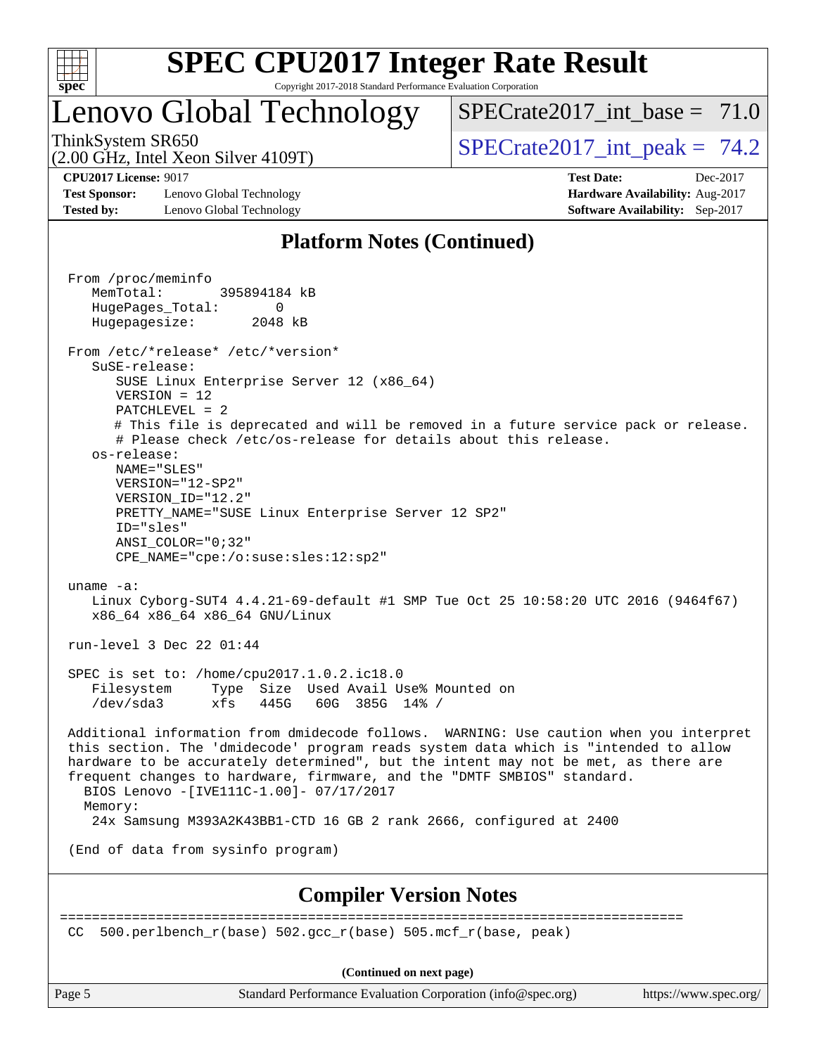# SPEC CPU2017 Integer Rate Result

Copyright 2017-2018 Standard Performance Evaluation Corporation

## Lenovo Global Technology

ThinkSystem SR650
(2.00 GHz, Intel Xeon Silver 4109T)

SPECrate2017_int_base = 71.0

SPECrate2017_int_peak = 74.2

**CPU2017 License:** 9017
**Test Sponsor:** Lenovo Global Technology
**Tested by:** Lenovo Global Technology

**Test Date:** Dec-2017
**Hardware Availability:** Aug-2017
**Software Availability:** Sep-2017

## Platform Notes (Continued)

```
From /proc/meminfo
   MemTotal:       395894184 kB
   HugePages_Total:       0
   Hugepagesize:       2048 kB

From /etc/*release* /etc/*version*
   SuSE-release:
      SUSE Linux Enterprise Server 12 (x86_64)
      VERSION = 12
      PATCHLEVEL = 2
      # This file is deprecated and will be removed in a future service pack or release.
      # Please check /etc/os-release for details about this release.
   os-release:
      NAME="SLES"
      VERSION="12-SP2"
      VERSION_ID="12.2"
      PRETTY_NAME="SUSE Linux Enterprise Server 12 SP2"
      ID="sles"
      ANSI_COLOR="0;32"
      CPE_NAME="cpe:/o:suse:sles:12:sp2"

uname -a:
   Linux Cyborg-SUT4 4.4.21-69-default #1 SMP Tue Oct 25 10:58:20 UTC 2016 (9464f67)
   x86_64 x86_64 x86_64 GNU/Linux

run-level 3 Dec 22 01:44

SPEC is set to: /home/cpu2017.1.0.2.ic18.0
   Filesystem     Type  Size  Used Avail Use% Mounted on
   /dev/sda3      xfs   445G   60G  385G  14% /

Additional information from dmidecode follows.  WARNING: Use caution when you interpret
this section. The 'dmidecode' program reads system data which is "intended to allow
hardware to be accurately determined", but the intent may not be met, as there are
frequent changes to hardware, firmware, and the "DMTF SMBIOS" standard.
  BIOS Lenovo -[IVE111C-1.00]- 07/17/2017
  Memory:
   24x Samsung M393A2K43BB1-CTD 16 GB 2 rank 2666, configured at 2400

(End of data from sysinfo program)
```

## Compiler Version Notes

```
==============================================================================
CC  500.perlbench_r(base) 502.gcc_r(base) 505.mcf_r(base, peak)
```

(Continued on next page)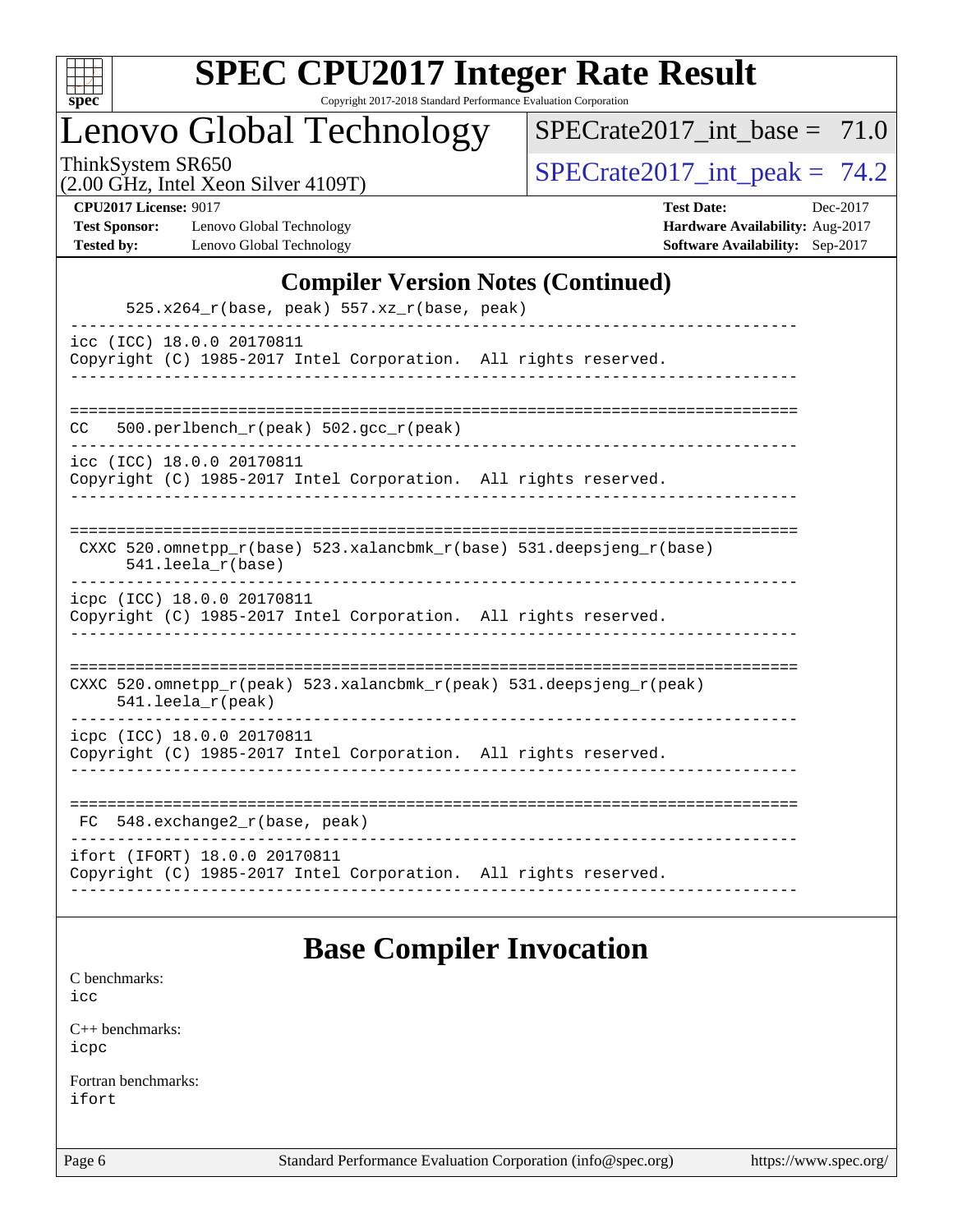## Compiler Version Notes (Continued)

```
      525.x264_r(base, peak) 557.xz_r(base, peak)
------------------------------------------------------------------------------
icc (ICC) 18.0.0 20170811
Copyright (C) 1985-2017 Intel Corporation.  All rights reserved.
------------------------------------------------------------------------------

==============================================================================
CC   500.perlbench_r(peak) 502.gcc_r(peak)
------------------------------------------------------------------------------
icc (ICC) 18.0.0 20170811
Copyright (C) 1985-2017 Intel Corporation.  All rights reserved.
------------------------------------------------------------------------------

==============================================================================
 CXXC 520.omnetpp_r(base) 523.xalancbmk_r(base) 531.deepsjeng_r(base)
      541.leela_r(base)
------------------------------------------------------------------------------
icpc (ICC) 18.0.0 20170811
Copyright (C) 1985-2017 Intel Corporation.  All rights reserved.
------------------------------------------------------------------------------

==============================================================================
CXXC 520.omnetpp_r(peak) 523.xalancbmk_r(peak) 531.deepsjeng_r(peak)
     541.leela_r(peak)
------------------------------------------------------------------------------
icpc (ICC) 18.0.0 20170811
Copyright (C) 1985-2017 Intel Corporation.  All rights reserved.
------------------------------------------------------------------------------

==============================================================================
 FC  548.exchange2_r(base, peak)
------------------------------------------------------------------------------
ifort (IFORT) 18.0.0 20170811
Copyright (C) 1985-2017 Intel Corporation.  All rights reserved.
------------------------------------------------------------------------------
```

## Base Compiler Invocation

C benchmarks:
icc

C++ benchmarks:
icpc

Fortran benchmarks:
ifort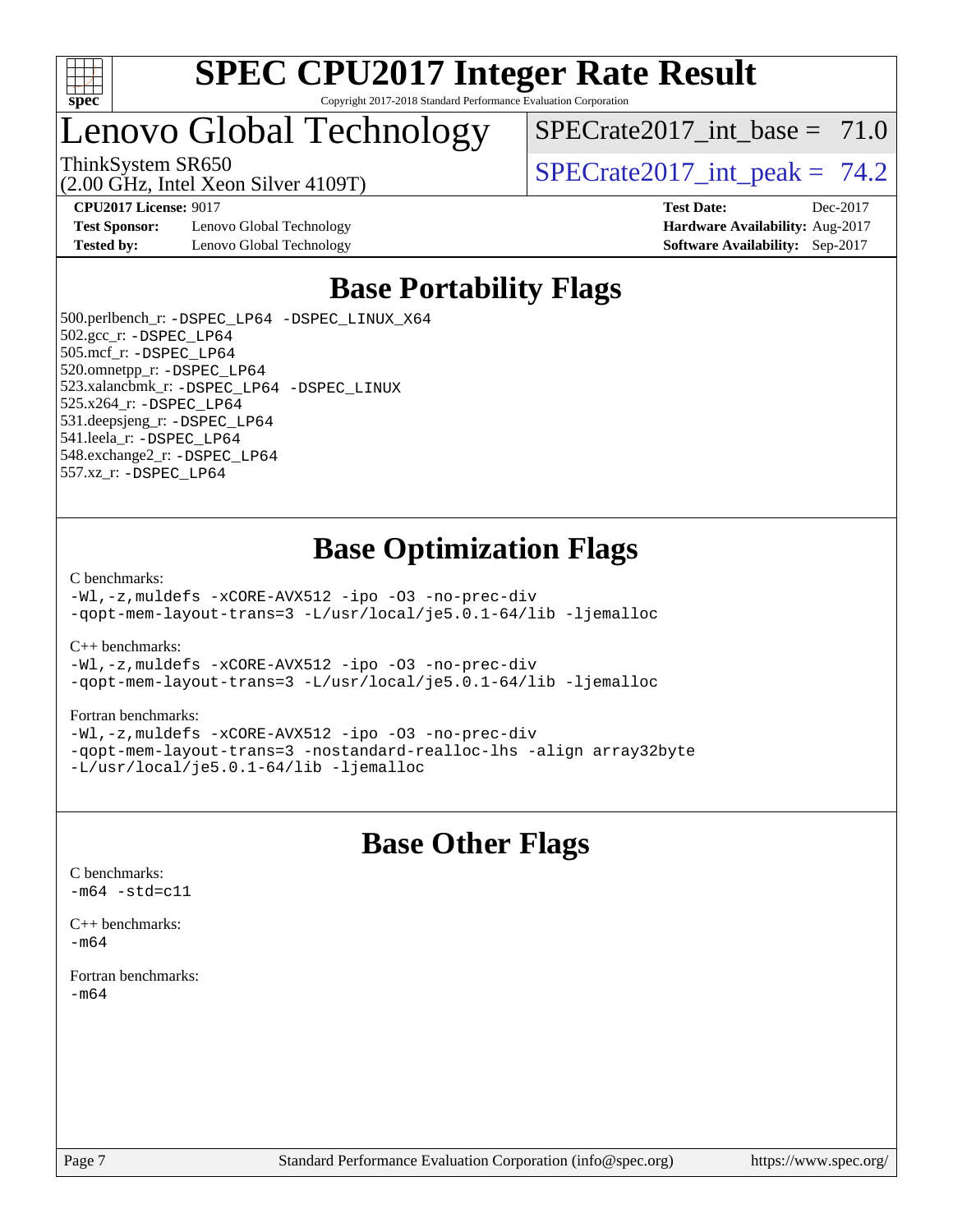# SPEC CPU2017 Integer Rate Result

Copyright 2017-2018 Standard Performance Evaluation Corporation

# Lenovo Global Technology

ThinkSystem SR650
(2.00 GHz, Intel Xeon Silver 4109T)

SPECrate2017_int_base = 71.0

SPECrate2017_int_peak = 74.2

**CPU2017 License:** 9017
**Test Sponsor:** Lenovo Global Technology
**Tested by:** Lenovo Global Technology

**Test Date:** Dec-2017
**Hardware Availability:** Aug-2017
**Software Availability:** Sep-2017

## Base Portability Flags

500.perlbench_r: -DSPEC_LP64 -DSPEC_LINUX_X64
502.gcc_r: -DSPEC_LP64
505.mcf_r: -DSPEC_LP64
520.omnetpp_r: -DSPEC_LP64
523.xalancbmk_r: -DSPEC_LP64 -DSPEC_LINUX
525.x264_r: -DSPEC_LP64
531.deepsjeng_r: -DSPEC_LP64
541.leela_r: -DSPEC_LP64
548.exchange2_r: -DSPEC_LP64
557.xz_r: -DSPEC_LP64

## Base Optimization Flags

C benchmarks:
```
-Wl,-z,muldefs -xCORE-AVX512 -ipo -O3 -no-prec-div
-qopt-mem-layout-trans=3 -L/usr/local/je5.0.1-64/lib -ljemalloc
```

C++ benchmarks:
```
-Wl,-z,muldefs -xCORE-AVX512 -ipo -O3 -no-prec-div
-qopt-mem-layout-trans=3 -L/usr/local/je5.0.1-64/lib -ljemalloc
```

Fortran benchmarks:
```
-Wl,-z,muldefs -xCORE-AVX512 -ipo -O3 -no-prec-div
-qopt-mem-layout-trans=3 -nostandard-realloc-lhs -align array32byte
-L/usr/local/je5.0.1-64/lib -ljemalloc
```

## Base Other Flags

C benchmarks:
```
-m64 -std=c11
```

C++ benchmarks:
```
-m64
```

Fortran benchmarks:
```
-m64
```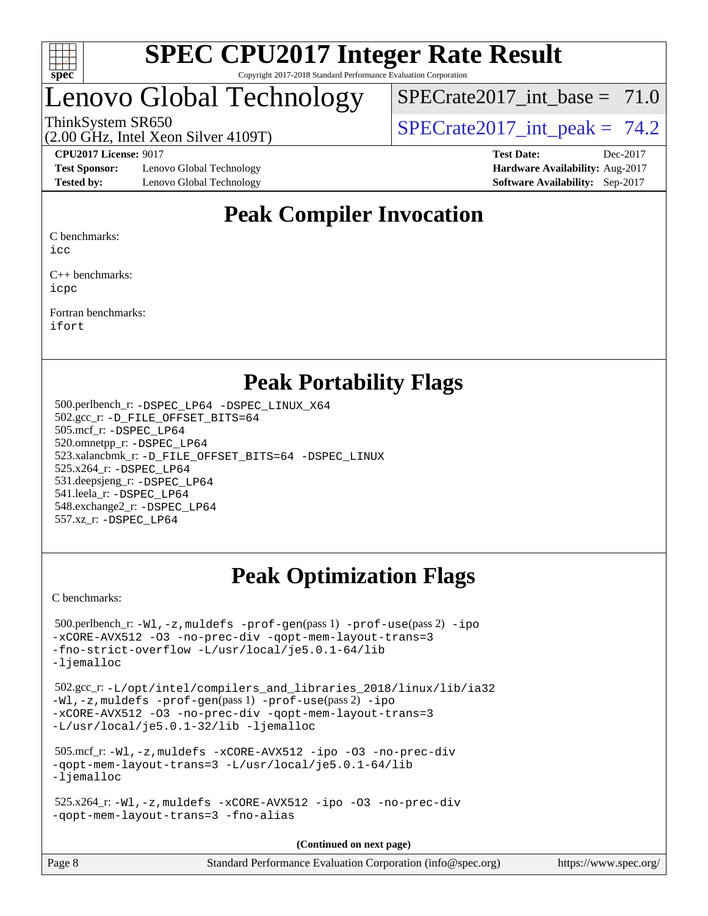# SPEC CPU2017 Integer Rate Result

Copyright 2017-2018 Standard Performance Evaluation Corporation

# Lenovo Global Technology

ThinkSystem SR650
(2.00 GHz, Intel Xeon Silver 4109T)

SPECrate2017_int_base = 71.0

SPECrate2017_int_peak = 74.2

**CPU2017 License:** 9017
**Test Sponsor:** Lenovo Global Technology
**Tested by:** Lenovo Global Technology

**Test Date:** Dec-2017
**Hardware Availability:** Aug-2017
**Software Availability:** Sep-2017

## Peak Compiler Invocation

C benchmarks:
icc

C++ benchmarks:
icpc

Fortran benchmarks:
ifort

## Peak Portability Flags

500.perlbench_r: -DSPEC_LP64 -DSPEC_LINUX_X64
502.gcc_r: -D_FILE_OFFSET_BITS=64
505.mcf_r: -DSPEC_LP64
520.omnetpp_r: -DSPEC_LP64
523.xalancbmk_r: -D_FILE_OFFSET_BITS=64 -DSPEC_LINUX
525.x264_r: -DSPEC_LP64
531.deepsjeng_r: -DSPEC_LP64
541.leela_r: -DSPEC_LP64
548.exchange2_r: -DSPEC_LP64
557.xz_r: -DSPEC_LP64

## Peak Optimization Flags

C benchmarks:

500.perlbench_r: -Wl,-z,muldefs -prof-gen(pass 1) -prof-use(pass 2) -ipo -xCORE-AVX512 -O3 -no-prec-div -qopt-mem-layout-trans=3 -fno-strict-overflow -L/usr/local/je5.0.1-64/lib -ljemalloc

502.gcc_r: -L/opt/intel/compilers_and_libraries_2018/linux/lib/ia32 -Wl,-z,muldefs -prof-gen(pass 1) -prof-use(pass 2) -ipo -xCORE-AVX512 -O3 -no-prec-div -qopt-mem-layout-trans=3 -L/usr/local/je5.0.1-32/lib -ljemalloc

505.mcf_r: -Wl,-z,muldefs -xCORE-AVX512 -ipo -O3 -no-prec-div -qopt-mem-layout-trans=3 -L/usr/local/je5.0.1-64/lib -ljemalloc

525.x264_r: -Wl,-z,muldefs -xCORE-AVX512 -ipo -O3 -no-prec-div -qopt-mem-layout-trans=3 -fno-alias

**(Continued on next page)**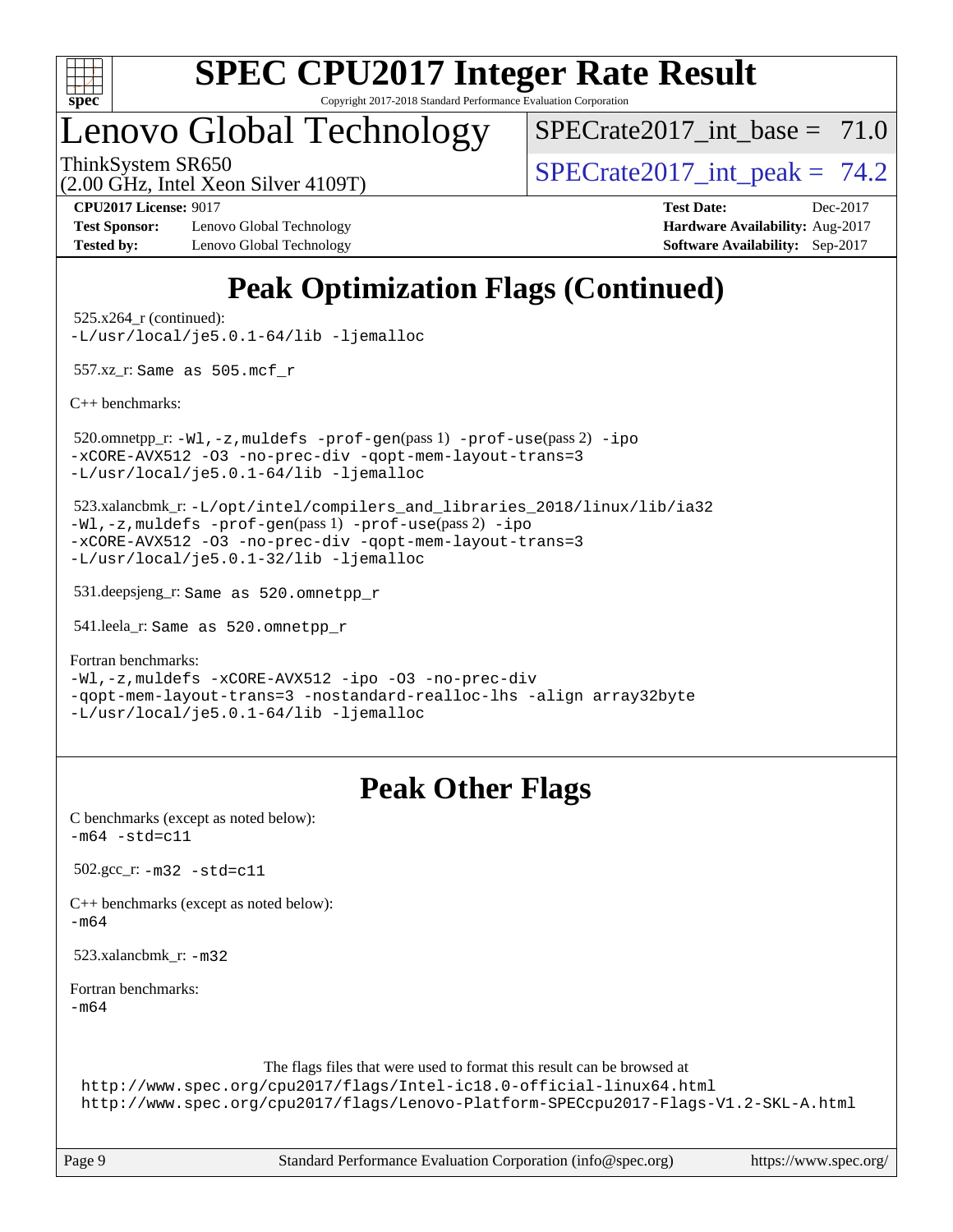# SPEC CPU2017 Integer Rate Result

Copyright 2017-2018 Standard Performance Evaluation Corporation

## Lenovo Global Technology

ThinkSystem SR650
(2.00 GHz, Intel Xeon Silver 4109T)

SPECrate2017_int_base = 71.0

SPECrate2017_int_peak = 74.2

**CPU2017 License:** 9017
**Test Sponsor:** Lenovo Global Technology
**Tested by:** Lenovo Global Technology

**Test Date:** Dec-2017
**Hardware Availability:** Aug-2017
**Software Availability:** Sep-2017

## Peak Optimization Flags (Continued)

525.x264_r (continued):
```
-L/usr/local/je5.0.1-64/lib -ljemalloc
```

557.xz_r: `Same as 505.mcf_r`

C++ benchmarks:

520.omnetpp_r:
```
-Wl,-z,muldefs -prof-gen(pass 1) -prof-use(pass 2) -ipo
-xCORE-AVX512 -O3 -no-prec-div -qopt-mem-layout-trans=3
-L/usr/local/je5.0.1-64/lib -ljemalloc
```

523.xalancbmk_r:
```
-L/opt/intel/compilers_and_libraries_2018/linux/lib/ia32
-Wl,-z,muldefs -prof-gen(pass 1) -prof-use(pass 2) -ipo
-xCORE-AVX512 -O3 -no-prec-div -qopt-mem-layout-trans=3
-L/usr/local/je5.0.1-32/lib -ljemalloc
```

531.deepsjeng_r: `Same as 520.omnetpp_r`

541.leela_r: `Same as 520.omnetpp_r`

Fortran benchmarks:
```
-Wl,-z,muldefs -xCORE-AVX512 -ipo -O3 -no-prec-div
-qopt-mem-layout-trans=3 -nostandard-realloc-lhs -align array32byte
-L/usr/local/je5.0.1-64/lib -ljemalloc
```

## Peak Other Flags

C benchmarks (except as noted below):
```
-m64 -std=c11
```

502.gcc_r: `-m32 -std=c11`

C++ benchmarks (except as noted below):
```
-m64
```

523.xalancbmk_r: `-m32`

Fortran benchmarks:
```
-m64
```

The flags files that were used to format this result can be browsed at
http://www.spec.org/cpu2017/flags/Intel-ic18.0-official-linux64.html
http://www.spec.org/cpu2017/flags/Lenovo-Platform-SPECcpu2017-Flags-V1.2-SKL-A.html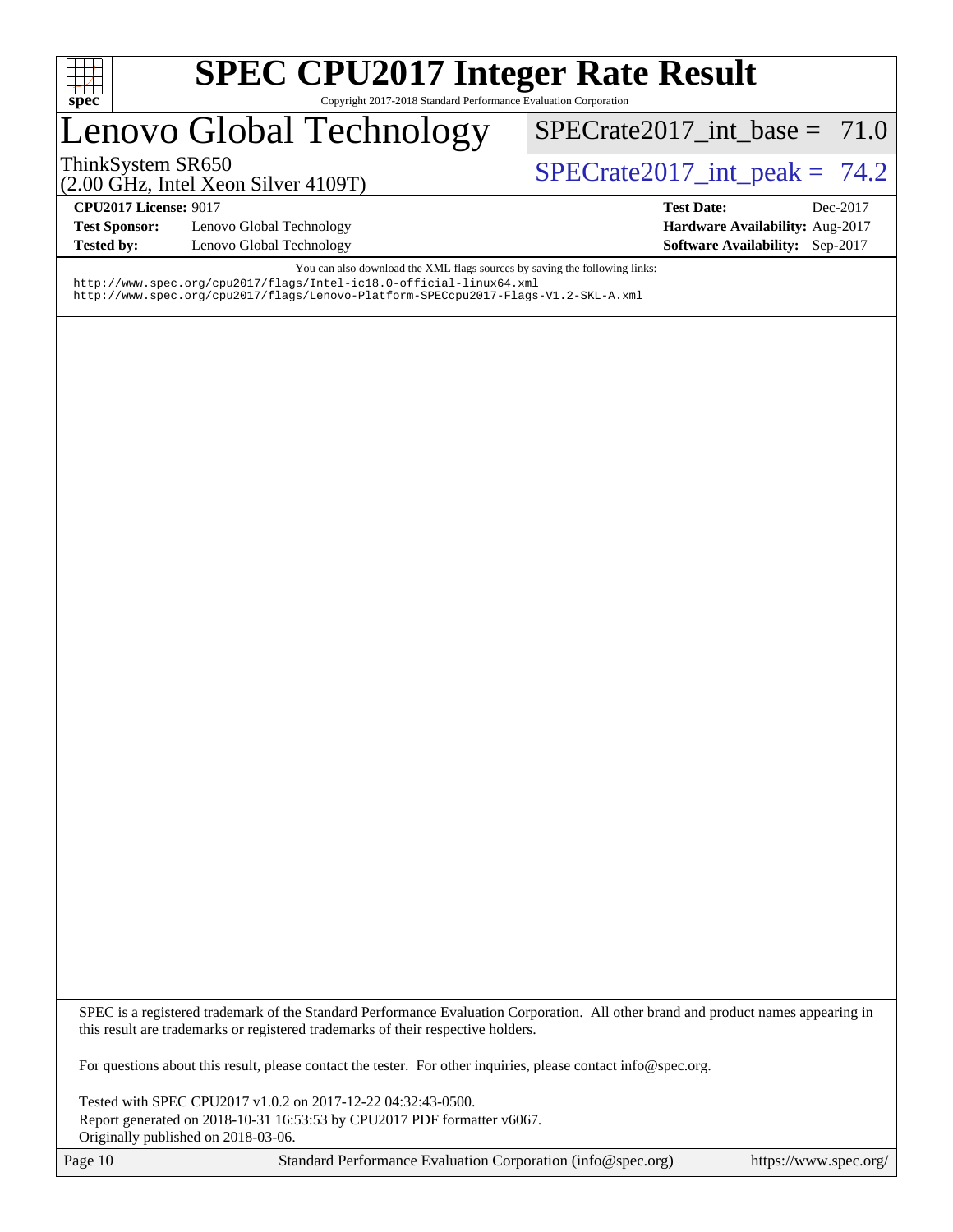You can also download the XML flags sources by saving the following links:

http://www.spec.org/cpu2017/flags/Intel-ic18.0-official-linux64.xml
http://www.spec.org/cpu2017/flags/Lenovo-Platform-SPECcpu2017-Flags-V1.2-SKL-A.xml

SPEC is a registered trademark of the Standard Performance Evaluation Corporation. All other brand and product names appearing in this result are trademarks or registered trademarks of their respective holders.

For questions about this result, please contact the tester. For other inquiries, please contact info@spec.org.

Tested with SPEC CPU2017 v1.0.2 on 2017-12-22 04:32:43-0500.
Report generated on 2018-10-31 16:53:53 by CPU2017 PDF formatter v6067.
Originally published on 2018-03-06.